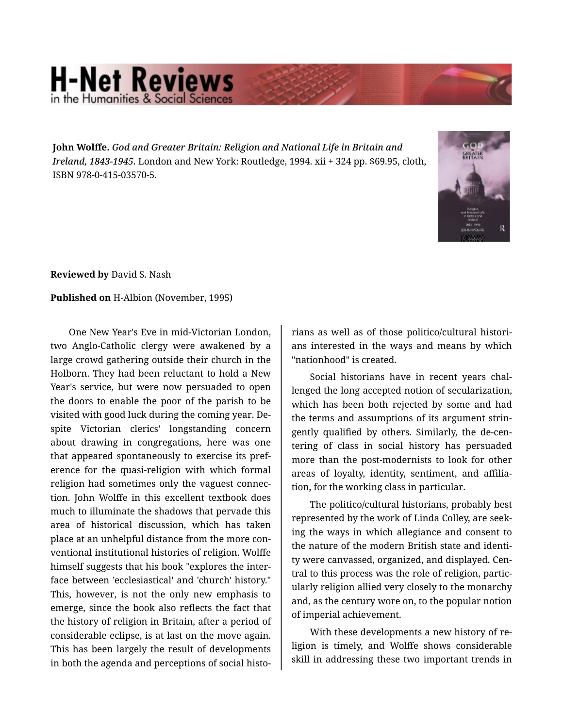**John Wolffe.** *God and Greater Britain: Religion and National Life in Britain and Ireland, 1843-1945.* London and New York: Routledge, 1994. xii + 324 pp. $69.95, cloth, ISBN 978-0-415-03570-5.

**Reviewed by** David S. Nash

**Published on** H-Albion (November, 1995)

One New Year's Eve in mid-Victorian London, two Anglo-Catholic clergy were awakened by a large crowd gathering outside their church in the Holborn. They had been reluctant to hold a New Year's service, but were now persuaded to open the doors to enable the poor of the parish to be visited with good luck during the coming year. Despite Victorian clerics' longstanding concern about drawing in congregations, here was one that appeared spontaneously to exercise its preference for the quasi-religion with which formal religion had sometimes only the vaguest connection. John Wolffe in this excellent textbook does much to illuminate the shadows that pervade this area of historical discussion, which has taken place at an unhelpful distance from the more conventional institutional histories of religion. Wolffe himself suggests that his book "explores the interface between 'ecclesiastical' and 'church' history." This, however, is not the only new emphasis to emerge, since the book also reflects the fact that the history of religion in Britain, after a period of considerable eclipse, is at last on the move again. This has been largely the result of developments in both the agenda and perceptions of social historians as well as of those politico/cultural historians interested in the ways and means by which "nationhood" is created.

Social historians have in recent years challenged the long accepted notion of secularization, which has been both rejected by some and had the terms and assumptions of its argument stringently qualified by others. Similarly, the de-centering of class in social history has persuaded more than the post-modernists to look for other areas of loyalty, identity, sentiment, and affiliation, for the working class in particular.

The politico/cultural historians, probably best represented by the work of Linda Colley, are seeking the ways in which allegiance and consent to the nature of the modern British state and identity were canvassed, organized, and displayed. Central to this process was the role of religion, particularly religion allied very closely to the monarchy and, as the century wore on, to the popular notion of imperial achievement.

With these developments a new history of religion is timely, and Wolffe shows considerable skill in addressing these two important trends in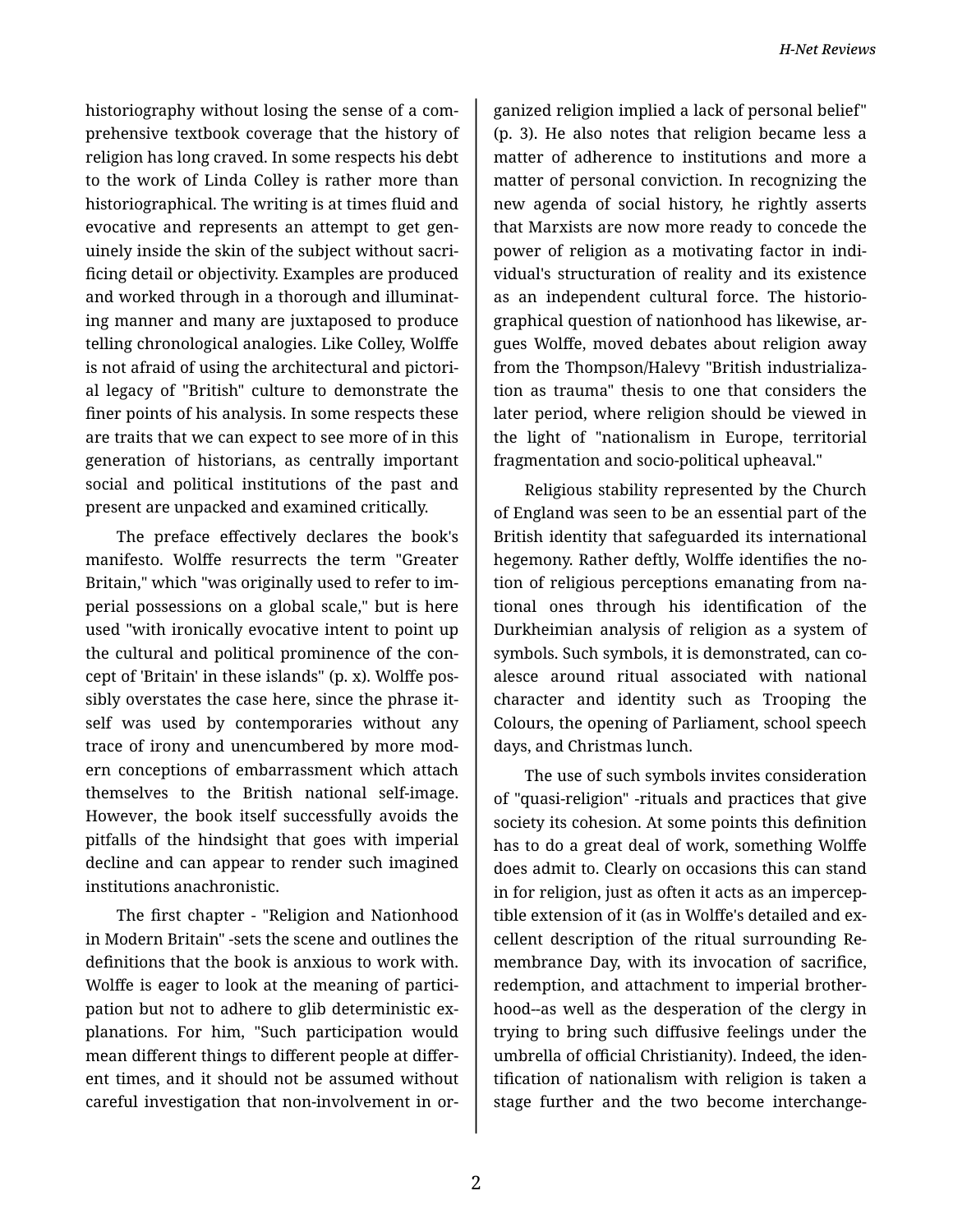historiography without losing the sense of a comprehensive textbook coverage that the history of religion has long craved. In some respects his debt to the work of Linda Colley is rather more than historiographical. The writing is at times fluid and evocative and represents an attempt to get genuinely inside the skin of the subject without sacrificing detail or objectivity. Examples are produced and worked through in a thorough and illuminating manner and many are juxtaposed to produce telling chronological analogies. Like Colley, Wolffe is not afraid of using the architectural and pictorial legacy of "British" culture to demonstrate the finer points of his analysis. In some respects these are traits that we can expect to see more of in this generation of historians, as centrally important social and political institutions of the past and present are unpacked and examined critically.

The preface effectively declares the book's manifesto. Wolffe resurrects the term "Greater Britain," which "was originally used to refer to imperial possessions on a global scale," but is here used "with ironically evocative intent to point up the cultural and political prominence of the concept of 'Britain' in these islands" (p. x). Wolffe possibly overstates the case here, since the phrase itself was used by contemporaries without any trace of irony and unencumbered by more modern conceptions of embarrassment which attach themselves to the British national self-image. However, the book itself successfully avoids the pitfalls of the hindsight that goes with imperial decline and can appear to render such imagined institutions anachronistic.

The first chapter - "Religion and Nationhood in Modern Britain" -sets the scene and outlines the definitions that the book is anxious to work with. Wolffe is eager to look at the meaning of participation but not to adhere to glib deterministic explanations. For him, "Such participation would mean different things to different people at different times, and it should not be assumed without careful investigation that non-involvement in organized religion implied a lack of personal belief" (p. 3). He also notes that religion became less a matter of adherence to institutions and more a matter of personal conviction. In recognizing the new agenda of social history, he rightly asserts that Marxists are now more ready to concede the power of religion as a motivating factor in individual's structuration of reality and its existence as an independent cultural force. The historiographical question of nationhood has likewise, argues Wolffe, moved debates about religion away from the Thompson/Halevy "British industrialization as trauma" thesis to one that considers the later period, where religion should be viewed in the light of "nationalism in Europe, territorial fragmentation and socio-political upheaval."

Religious stability represented by the Church of England was seen to be an essential part of the British identity that safeguarded its international hegemony. Rather deftly, Wolffe identifies the notion of religious perceptions emanating from national ones through his identification of the Durkheimian analysis of religion as a system of symbols. Such symbols, it is demonstrated, can coalesce around ritual associated with national character and identity such as Trooping the Colours, the opening of Parliament, school speech days, and Christmas lunch.

The use of such symbols invites consideration of "quasi-religion" -rituals and practices that give society its cohesion. At some points this definition has to do a great deal of work, something Wolffe does admit to. Clearly on occasions this can stand in for religion, just as often it acts as an imperceptible extension of it (as in Wolffe's detailed and excellent description of the ritual surrounding Remembrance Day, with its invocation of sacrifice, redemption, and attachment to imperial brotherhood--as well as the desperation of the clergy in trying to bring such diffusive feelings under the umbrella of official Christianity). Indeed, the identification of nationalism with religion is taken a stage further and the two become interchange-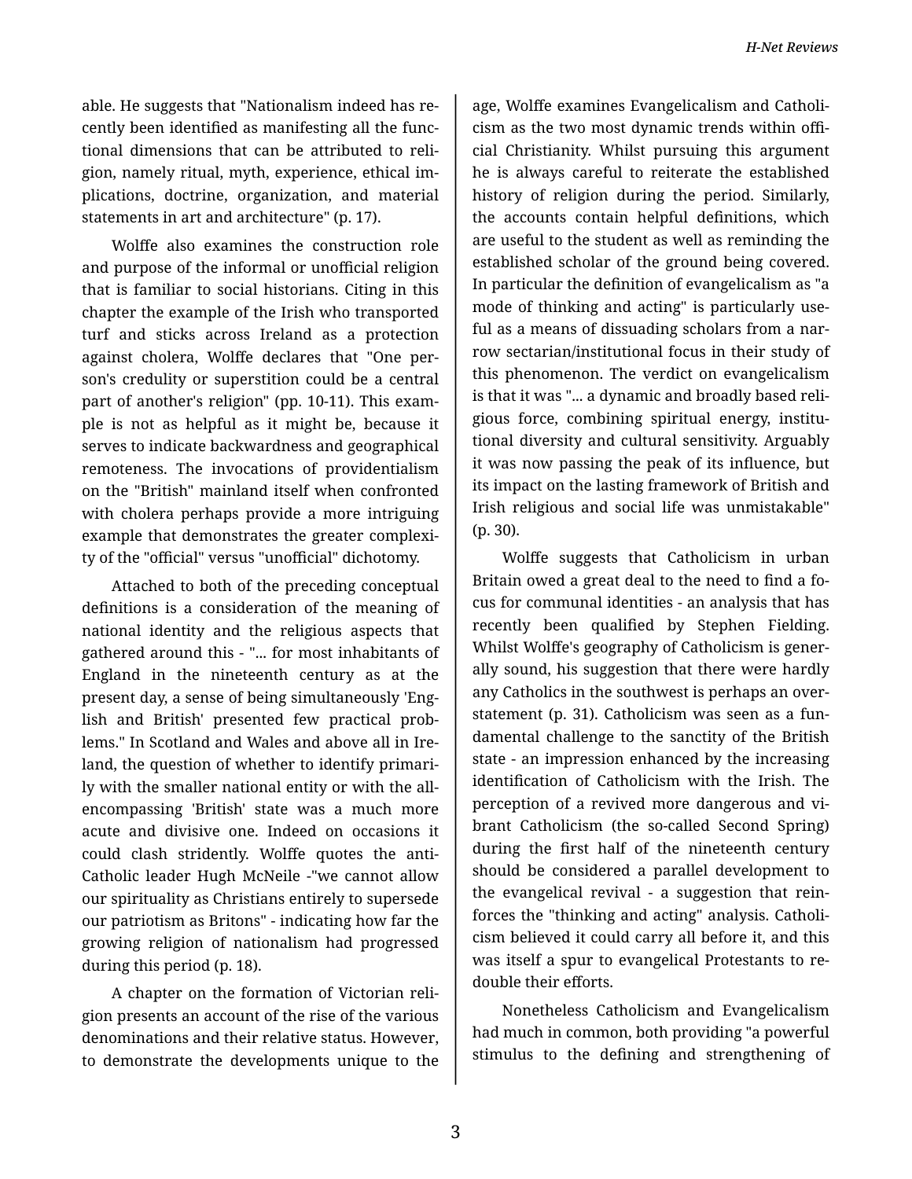able. He suggests that "Nationalism indeed has recently been identified as manifesting all the functional dimensions that can be attributed to religion, namely ritual, myth, experience, ethical implications, doctrine, organization, and material statements in art and architecture" (p. 17).

Wolffe also examines the construction role and purpose of the informal or unofficial religion that is familiar to social historians. Citing in this chapter the example of the Irish who transported turf and sticks across Ireland as a protection against cholera, Wolffe declares that "One person's credulity or superstition could be a central part of another's religion" (pp. 10-11). This example is not as helpful as it might be, because it serves to indicate backwardness and geographical remoteness. The invocations of providentialism on the "British" mainland itself when confronted with cholera perhaps provide a more intriguing example that demonstrates the greater complexity of the "official" versus "unofficial" dichotomy.

Attached to both of the preceding conceptual definitions is a consideration of the meaning of national identity and the religious aspects that gathered around this - "... for most inhabitants of England in the nineteenth century as at the present day, a sense of being simultaneously 'English and British' presented few practical problems." In Scotland and Wales and above all in Ireland, the question of whether to identify primarily with the smaller national entity or with the all-encompassing 'British' state was a much more acute and divisive one. Indeed on occasions it could clash stridently. Wolffe quotes the anti-Catholic leader Hugh McNeile -"we cannot allow our spirituality as Christians entirely to supersede our patriotism as Britons" - indicating how far the growing religion of nationalism had progressed during this period (p. 18).

A chapter on the formation of Victorian religion presents an account of the rise of the various denominations and their relative status. However, to demonstrate the developments unique to the age, Wolffe examines Evangelicalism and Catholicism as the two most dynamic trends within official Christianity. Whilst pursuing this argument he is always careful to reiterate the established history of religion during the period. Similarly, the accounts contain helpful definitions, which are useful to the student as well as reminding the established scholar of the ground being covered. In particular the definition of evangelicalism as "a mode of thinking and acting" is particularly useful as a means of dissuading scholars from a narrow sectarian/institutional focus in their study of this phenomenon. The verdict on evangelicalism is that it was "... a dynamic and broadly based religious force, combining spiritual energy, institutional diversity and cultural sensitivity. Arguably it was now passing the peak of its influence, but its impact on the lasting framework of British and Irish religious and social life was unmistakable" (p. 30).

Wolffe suggests that Catholicism in urban Britain owed a great deal to the need to find a focus for communal identities - an analysis that has recently been qualified by Stephen Fielding. Whilst Wolffe's geography of Catholicism is generally sound, his suggestion that there were hardly any Catholics in the southwest is perhaps an overstatement (p. 31). Catholicism was seen as a fundamental challenge to the sanctity of the British state - an impression enhanced by the increasing identification of Catholicism with the Irish. The perception of a revived more dangerous and vibrant Catholicism (the so-called Second Spring) during the first half of the nineteenth century should be considered a parallel development to the evangelical revival - a suggestion that reinforces the "thinking and acting" analysis. Catholicism believed it could carry all before it, and this was itself a spur to evangelical Protestants to redouble their efforts.

Nonetheless Catholicism and Evangelicalism had much in common, both providing "a powerful stimulus to the defining and strengthening of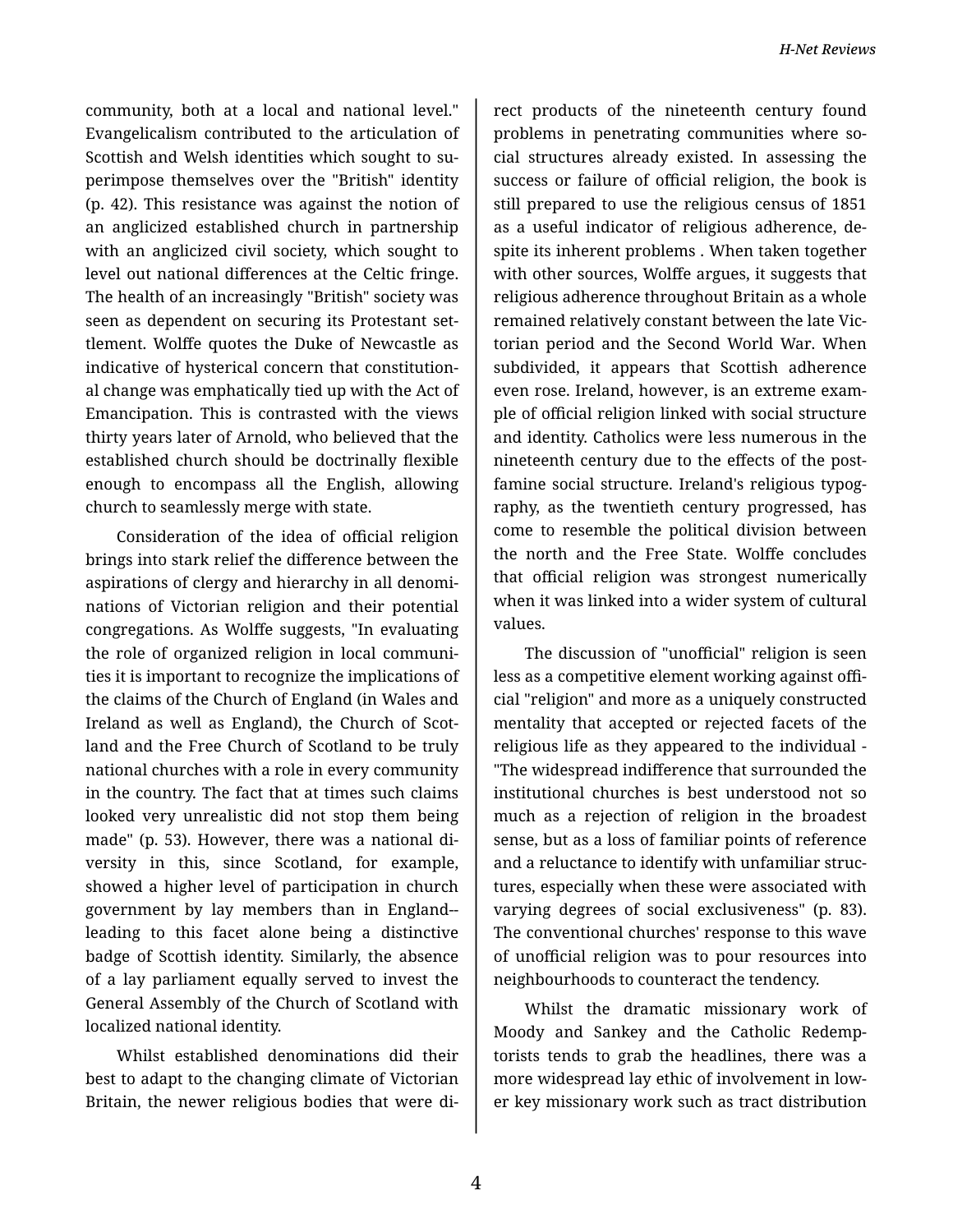community, both at a local and national level." Evangelicalism contributed to the articulation of Scottish and Welsh identities which sought to superimpose themselves over the "British" identity (p. 42). This resistance was against the notion of an anglicized established church in partnership with an anglicized civil society, which sought to level out national differences at the Celtic fringe. The health of an increasingly "British" society was seen as dependent on securing its Protestant settlement. Wolffe quotes the Duke of Newcastle as indicative of hysterical concern that constitutional change was emphatically tied up with the Act of Emancipation. This is contrasted with the views thirty years later of Arnold, who believed that the established church should be doctrinally flexible enough to encompass all the English, allowing church to seamlessly merge with state.

Consideration of the idea of official religion brings into stark relief the difference between the aspirations of clergy and hierarchy in all denominations of Victorian religion and their potential congregations. As Wolffe suggests, "In evaluating the role of organized religion in local communities it is important to recognize the implications of the claims of the Church of England (in Wales and Ireland as well as England), the Church of Scotland and the Free Church of Scotland to be truly national churches with a role in every community in the country. The fact that at times such claims looked very unrealistic did not stop them being made" (p. 53). However, there was a national diversity in this, since Scotland, for example, showed a higher level of participation in church government by lay members than in England--leading to this facet alone being a distinctive badge of Scottish identity. Similarly, the absence of a lay parliament equally served to invest the General Assembly of the Church of Scotland with localized national identity.

Whilst established denominations did their best to adapt to the changing climate of Victorian Britain, the newer religious bodies that were direct products of the nineteenth century found problems in penetrating communities where social structures already existed. In assessing the success or failure of official religion, the book is still prepared to use the religious census of 1851 as a useful indicator of religious adherence, despite its inherent problems . When taken together with other sources, Wolffe argues, it suggests that religious adherence throughout Britain as a whole remained relatively constant between the late Victorian period and the Second World War. When subdivided, it appears that Scottish adherence even rose. Ireland, however, is an extreme example of official religion linked with social structure and identity. Catholics were less numerous in the nineteenth century due to the effects of the post-famine social structure. Ireland's religious typography, as the twentieth century progressed, has come to resemble the political division between the north and the Free State. Wolffe concludes that official religion was strongest numerically when it was linked into a wider system of cultural values.

The discussion of "unofficial" religion is seen less as a competitive element working against official "religion" and more as a uniquely constructed mentality that accepted or rejected facets of the religious life as they appeared to the individual - "The widespread indifference that surrounded the institutional churches is best understood not so much as a rejection of religion in the broadest sense, but as a loss of familiar points of reference and a reluctance to identify with unfamiliar structures, especially when these were associated with varying degrees of social exclusiveness" (p. 83). The conventional churches' response to this wave of unofficial religion was to pour resources into neighbourhoods to counteract the tendency.

Whilst the dramatic missionary work of Moody and Sankey and the Catholic Redemptorists tends to grab the headlines, there was a more widespread lay ethic of involvement in lower key missionary work such as tract distribution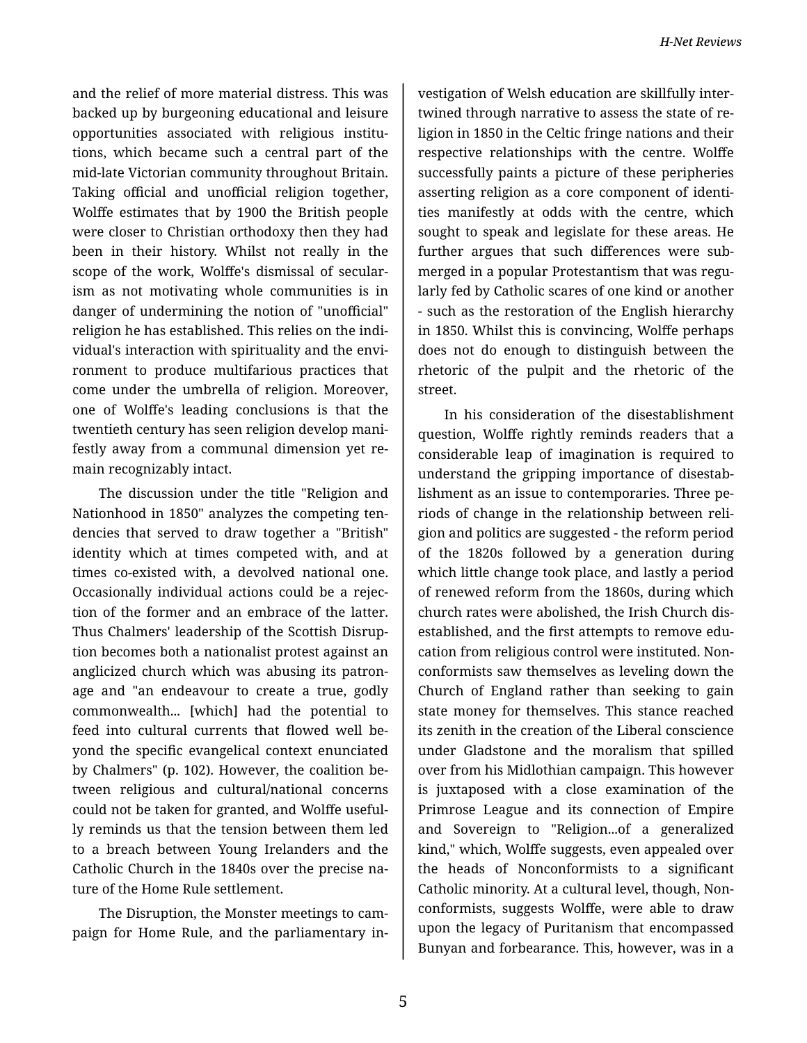and the relief of more material distress. This was backed up by burgeoning educational and leisure opportunities associated with religious institutions, which became such a central part of the mid-late Victorian community throughout Britain. Taking official and unofficial religion together, Wolffe estimates that by 1900 the British people were closer to Christian orthodoxy then they had been in their history. Whilst not really in the scope of the work, Wolffe's dismissal of secularism as not motivating whole communities is in danger of undermining the notion of "unofficial" religion he has established. This relies on the individual's interaction with spirituality and the environment to produce multifarious practices that come under the umbrella of religion. Moreover, one of Wolffe's leading conclusions is that the twentieth century has seen religion develop manifestly away from a communal dimension yet remain recognizably intact.

The discussion under the title "Religion and Nationhood in 1850" analyzes the competing tendencies that served to draw together a "British" identity which at times competed with, and at times co-existed with, a devolved national one. Occasionally individual actions could be a rejection of the former and an embrace of the latter. Thus Chalmers' leadership of the Scottish Disruption becomes both a nationalist protest against an anglicized church which was abusing its patronage and "an endeavour to create a true, godly commonwealth... [which] had the potential to feed into cultural currents that flowed well beyond the specific evangelical context enunciated by Chalmers" (p. 102). However, the coalition between religious and cultural/national concerns could not be taken for granted, and Wolffe usefully reminds us that the tension between them led to a breach between Young Irelanders and the Catholic Church in the 1840s over the precise nature of the Home Rule settlement.

The Disruption, the Monster meetings to campaign for Home Rule, and the parliamentary investigation of Welsh education are skillfully intertwined through narrative to assess the state of religion in 1850 in the Celtic fringe nations and their respective relationships with the centre. Wolffe successfully paints a picture of these peripheries asserting religion as a core component of identities manifestly at odds with the centre, which sought to speak and legislate for these areas. He further argues that such differences were submerged in a popular Protestantism that was regularly fed by Catholic scares of one kind or another - such as the restoration of the English hierarchy in 1850. Whilst this is convincing, Wolffe perhaps does not do enough to distinguish between the rhetoric of the pulpit and the rhetoric of the street.

In his consideration of the disestablishment question, Wolffe rightly reminds readers that a considerable leap of imagination is required to understand the gripping importance of disestablishment as an issue to contemporaries. Three periods of change in the relationship between religion and politics are suggested - the reform period of the 1820s followed by a generation during which little change took place, and lastly a period of renewed reform from the 1860s, during which church rates were abolished, the Irish Church disestablished, and the first attempts to remove education from religious control were instituted. Nonconformists saw themselves as leveling down the Church of England rather than seeking to gain state money for themselves. This stance reached its zenith in the creation of the Liberal conscience under Gladstone and the moralism that spilled over from his Midlothian campaign. This however is juxtaposed with a close examination of the Primrose League and its connection of Empire and Sovereign to "Religion...of a generalized kind," which, Wolffe suggests, even appealed over the heads of Nonconformists to a significant Catholic minority. At a cultural level, though, Nonconformists, suggests Wolffe, were able to draw upon the legacy of Puritanism that encompassed Bunyan and forbearance. This, however, was in a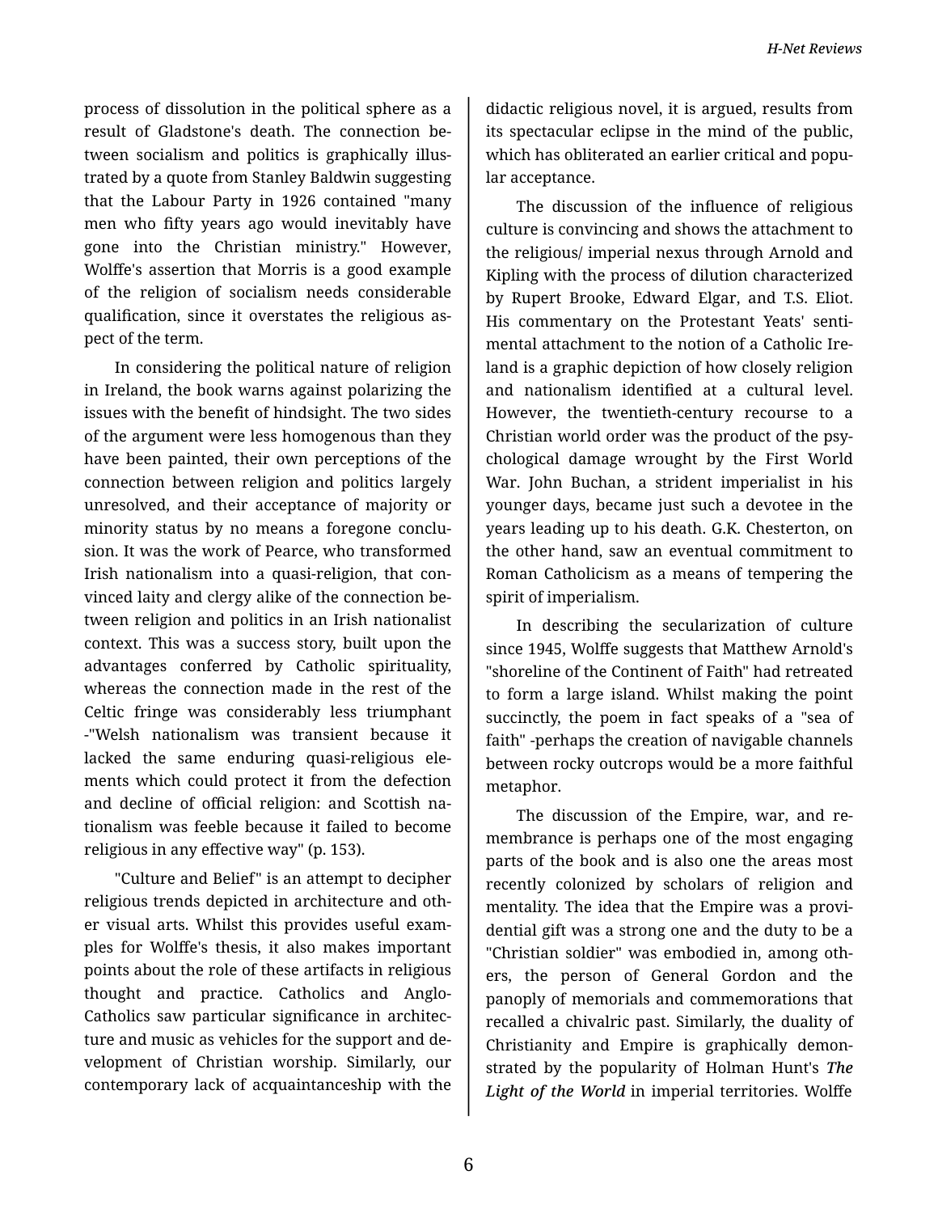process of dissolution in the political sphere as a result of Gladstone's death. The connection between socialism and politics is graphically illustrated by a quote from Stanley Baldwin suggesting that the Labour Party in 1926 contained "many men who fifty years ago would inevitably have gone into the Christian ministry." However, Wolffe's assertion that Morris is a good example of the religion of socialism needs considerable qualification, since it overstates the religious aspect of the term.

In considering the political nature of religion in Ireland, the book warns against polarizing the issues with the benefit of hindsight. The two sides of the argument were less homogenous than they have been painted, their own perceptions of the connection between religion and politics largely unresolved, and their acceptance of majority or minority status by no means a foregone conclusion. It was the work of Pearce, who transformed Irish nationalism into a quasi-religion, that convinced laity and clergy alike of the connection between religion and politics in an Irish nationalist context. This was a success story, built upon the advantages conferred by Catholic spirituality, whereas the connection made in the rest of the Celtic fringe was considerably less triumphant -"Welsh nationalism was transient because it lacked the same enduring quasi-religious elements which could protect it from the defection and decline of official religion: and Scottish nationalism was feeble because it failed to become religious in any effective way" (p. 153).

"Culture and Belief" is an attempt to decipher religious trends depicted in architecture and other visual arts. Whilst this provides useful examples for Wolffe's thesis, it also makes important points about the role of these artifacts in religious thought and practice. Catholics and Anglo-Catholics saw particular significance in architecture and music as vehicles for the support and development of Christian worship. Similarly, our contemporary lack of acquaintanceship with the didactic religious novel, it is argued, results from its spectacular eclipse in the mind of the public, which has obliterated an earlier critical and popular acceptance.

The discussion of the influence of religious culture is convincing and shows the attachment to the religious/ imperial nexus through Arnold and Kipling with the process of dilution characterized by Rupert Brooke, Edward Elgar, and T.S. Eliot. His commentary on the Protestant Yeats' sentimental attachment to the notion of a Catholic Ireland is a graphic depiction of how closely religion and nationalism identified at a cultural level. However, the twentieth-century recourse to a Christian world order was the product of the psychological damage wrought by the First World War. John Buchan, a strident imperialist in his younger days, became just such a devotee in the years leading up to his death. G.K. Chesterton, on the other hand, saw an eventual commitment to Roman Catholicism as a means of tempering the spirit of imperialism.

In describing the secularization of culture since 1945, Wolffe suggests that Matthew Arnold's "shoreline of the Continent of Faith" had retreated to form a large island. Whilst making the point succinctly, the poem in fact speaks of a "sea of faith" -perhaps the creation of navigable channels between rocky outcrops would be a more faithful metaphor.

The discussion of the Empire, war, and remembrance is perhaps one of the most engaging parts of the book and is also one the areas most recently colonized by scholars of religion and mentality. The idea that the Empire was a providential gift was a strong one and the duty to be a "Christian soldier" was embodied in, among others, the person of General Gordon and the panoply of memorials and commemorations that recalled a chivalric past. Similarly, the duality of Christianity and Empire is graphically demonstrated by the popularity of Holman Hunt's *The Light of the World* in imperial territories. Wolffe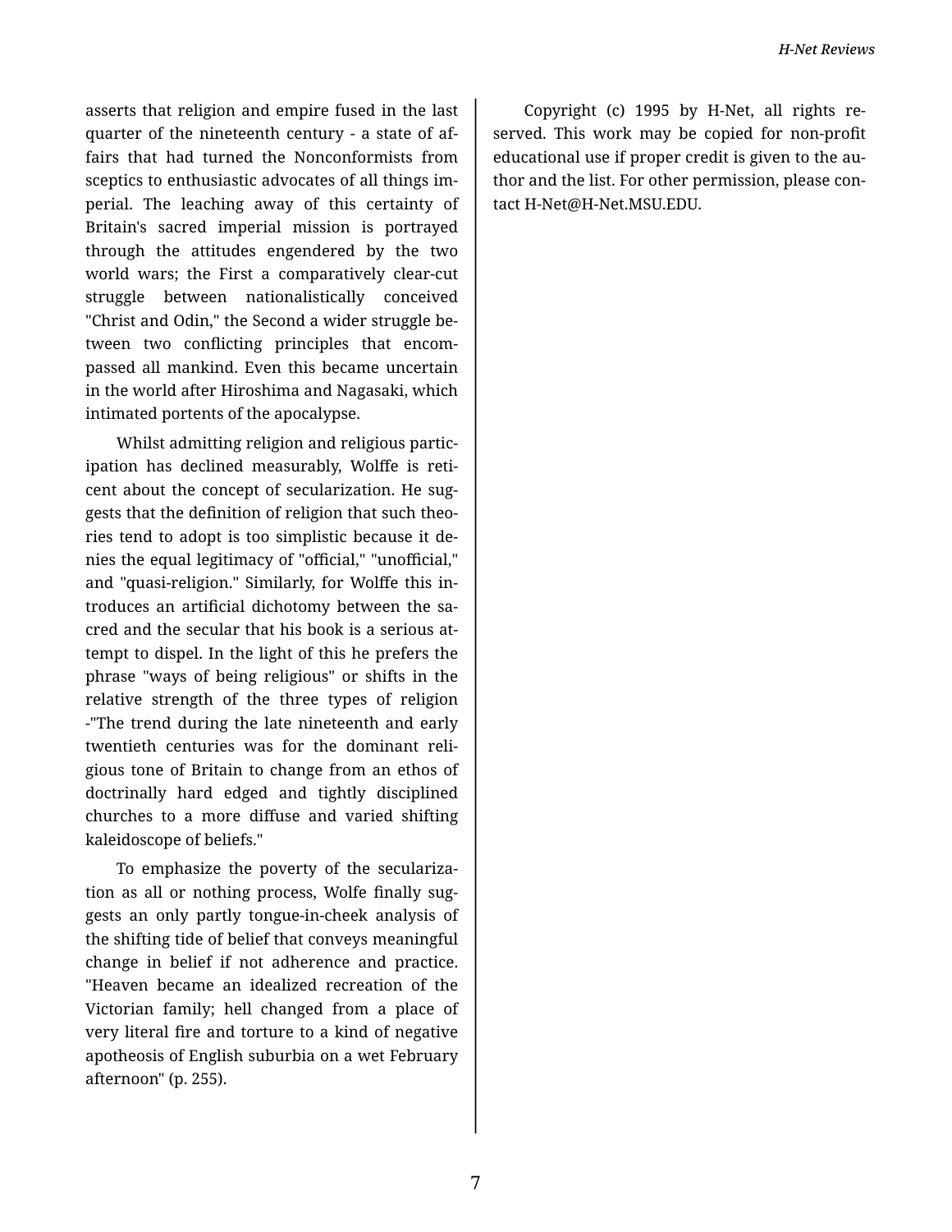asserts that religion and empire fused in the last quarter of the nineteenth century - a state of affairs that had turned the Nonconformists from sceptics to enthusiastic advocates of all things imperial. The leaching away of this certainty of Britain's sacred imperial mission is portrayed through the attitudes engendered by the two world wars; the First a comparatively clear-cut struggle between nationalistically conceived "Christ and Odin," the Second a wider struggle between two conflicting principles that encompassed all mankind. Even this became uncertain in the world after Hiroshima and Nagasaki, which intimated portents of the apocalypse.

Whilst admitting religion and religious participation has declined measurably, Wolffe is reticent about the concept of secularization. He suggests that the definition of religion that such theories tend to adopt is too simplistic because it denies the equal legitimacy of "official," "unofficial," and "quasi-religion." Similarly, for Wolffe this introduces an artificial dichotomy between the sacred and the secular that his book is a serious attempt to dispel. In the light of this he prefers the phrase "ways of being religious" or shifts in the relative strength of the three types of religion -"The trend during the late nineteenth and early twentieth centuries was for the dominant religious tone of Britain to change from an ethos of doctrinally hard edged and tightly disciplined churches to a more diffuse and varied shifting kaleidoscope of beliefs."

To emphasize the poverty of the secularization as all or nothing process, Wolfe finally suggests an only partly tongue-in-cheek analysis of the shifting tide of belief that conveys meaningful change in belief if not adherence and practice. "Heaven became an idealized recreation of the Victorian family; hell changed from a place of very literal fire and torture to a kind of negative apotheosis of English suburbia on a wet February afternoon" (p. 255).

Copyright (c) 1995 by H-Net, all rights reserved. This work may be copied for non-profit educational use if proper credit is given to the author and the list. For other permission, please contact H-Net@H-Net.MSU.EDU.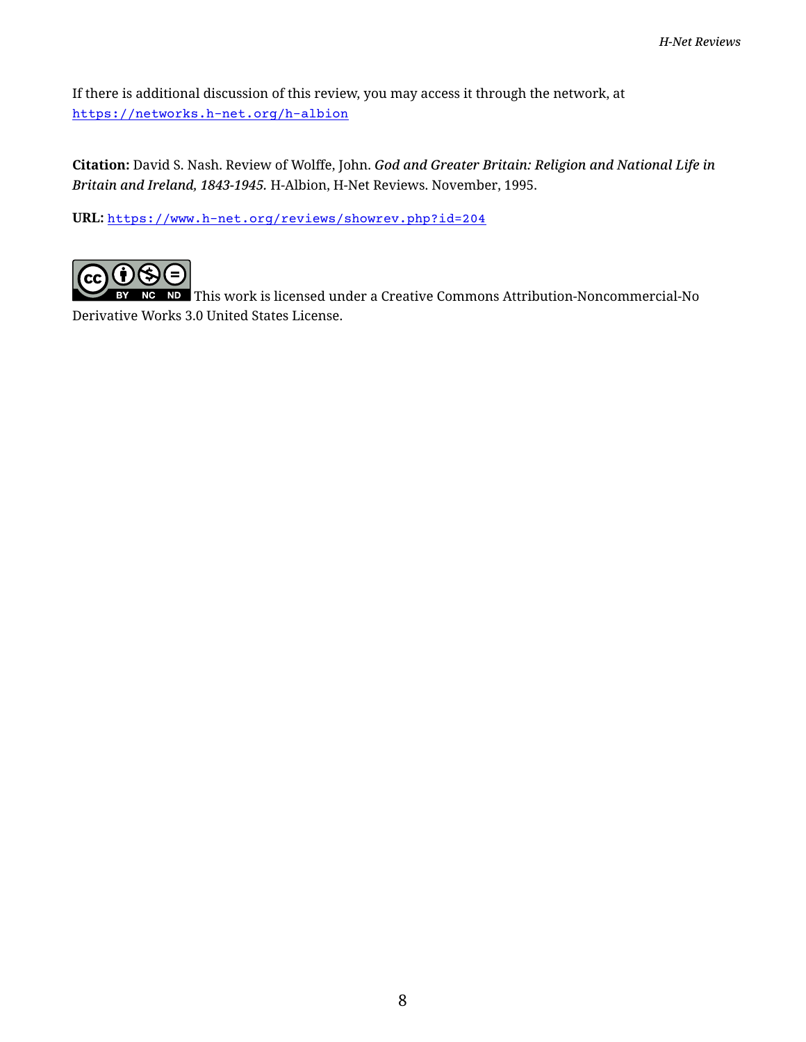If there is additional discussion of this review, you may access it through the network, at https://networks.h-net.org/h-albion

**Citation:** David S. Nash. Review of Wolffe, John. *God and Greater Britain: Religion and National Life in Britain and Ireland, 1843-1945.* H-Albion, H-Net Reviews. November, 1995.

**URL:** https://www.h-net.org/reviews/showrev.php?id=204

This work is licensed under a Creative Commons Attribution-Noncommercial-No Derivative Works 3.0 United States License.